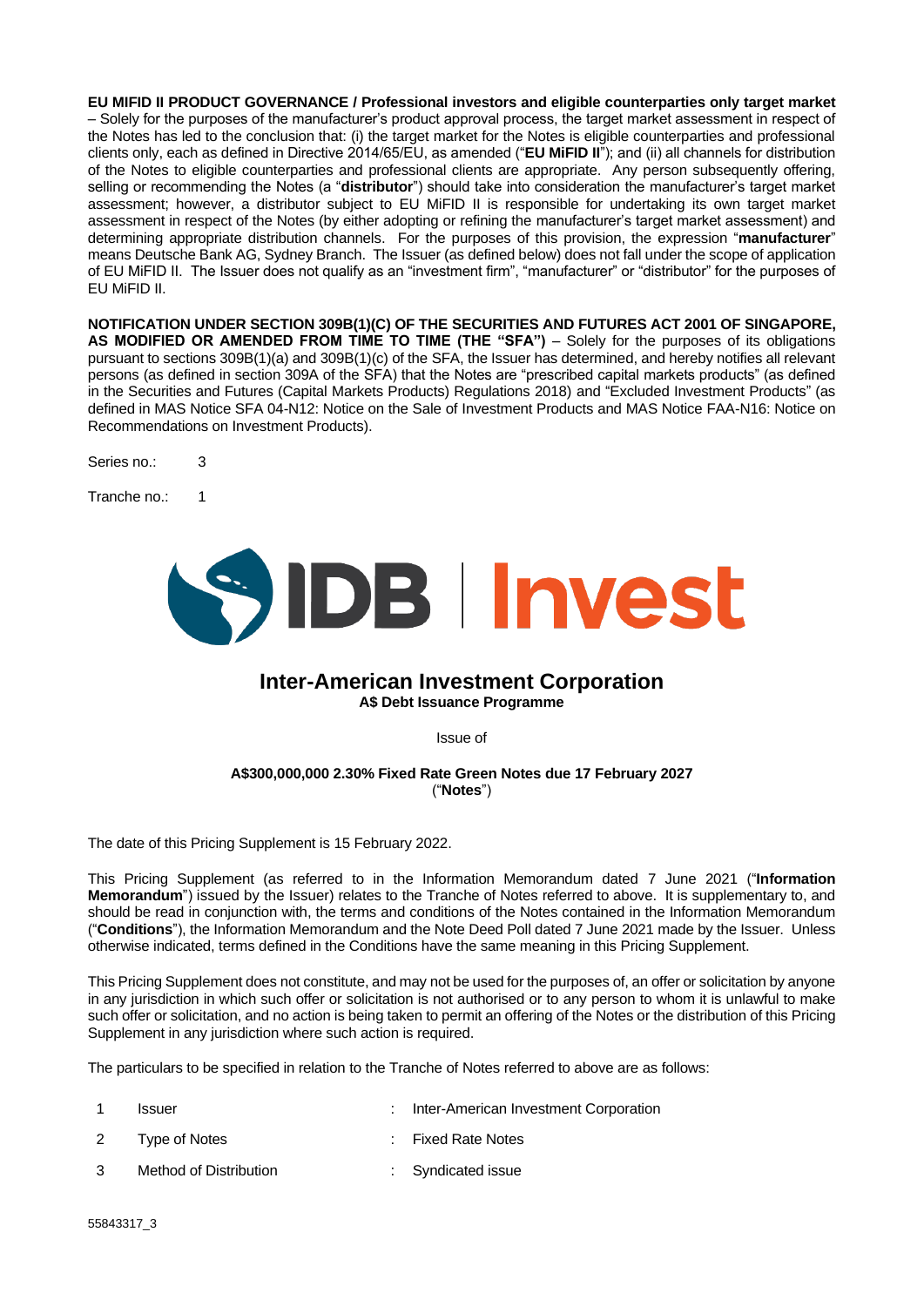**EU MIFID II PRODUCT GOVERNANCE / Professional investors and eligible counterparties only target market** – Solely for the purposes of the manufacturer's product approval process, the target market assessment in respect of the Notes has led to the conclusion that: (i) the target market for the Notes is eligible counterparties and professional clients only, each as defined in Directive 2014/65/EU, as amended ("**EU MiFID II**"); and (ii) all channels for distribution of the Notes to eligible counterparties and professional clients are appropriate. Any person subsequently offering, selling or recommending the Notes (a "**distributor**") should take into consideration the manufacturer's target market assessment; however, a distributor subject to EU MiFID II is responsible for undertaking its own target market assessment in respect of the Notes (by either adopting or refining the manufacturer's target market assessment) and determining appropriate distribution channels. For the purposes of this provision, the expression "**manufacturer**" means Deutsche Bank AG, Sydney Branch. The Issuer (as defined below) does not fall under the scope of application of EU MiFID II. The Issuer does not qualify as an "investment firm", "manufacturer" or "distributor" for the purposes of EU MiFID II.

**NOTIFICATION UNDER SECTION 309B(1)(C) OF THE SECURITIES AND FUTURES ACT 2001 OF SINGAPORE, AS MODIFIED OR AMENDED FROM TIME TO TIME (THE "SFA")** – Solely for the purposes of its obligations pursuant to sections 309B(1)(a) and 309B(1)(c) of the SFA, the Issuer has determined, and hereby notifies all relevant persons (as defined in section 309A of the SFA) that the Notes are "prescribed capital markets products" (as defined in the Securities and Futures (Capital Markets Products) Regulations 2018) and "Excluded Investment Products" (as defined in MAS Notice SFA 04-N12: Notice on the Sale of Investment Products and MAS Notice FAA-N16: Notice on Recommendations on Investment Products).

Series no.: 3

Tranche no.: 1

IDB | Invest

# Inter-American Investment Corporation

**A$ Debt Issuance Programme**

Issue of

**A$300,000,000 2.30% Fixed Rate Green Notes due 17 February 2027**
("**Notes**")

The date of this Pricing Supplement is 15 February 2022.

This Pricing Supplement (as referred to in the Information Memorandum dated 7 June 2021 ("**Information Memorandum**") issued by the Issuer) relates to the Tranche of Notes referred to above. It is supplementary to, and should be read in conjunction with, the terms and conditions of the Notes contained in the Information Memorandum ("**Conditions**"), the Information Memorandum and the Note Deed Poll dated 7 June 2021 made by the Issuer. Unless otherwise indicated, terms defined in the Conditions have the same meaning in this Pricing Supplement.

This Pricing Supplement does not constitute, and may not be used for the purposes of, an offer or solicitation by anyone in any jurisdiction in which such offer or solicitation is not authorised or to any person to whom it is unlawful to make such offer or solicitation, and no action is being taken to permit an offering of the Notes or the distribution of this Pricing Supplement in any jurisdiction where such action is required.

The particulars to be specified in relation to the Tranche of Notes referred to above are as follows:

| | | | |
|---|---|---|---|
| 1 | Issuer | : | Inter-American Investment Corporation |
| 2 | Type of Notes | : | Fixed Rate Notes |
| 3 | Method of Distribution | : | Syndicated issue |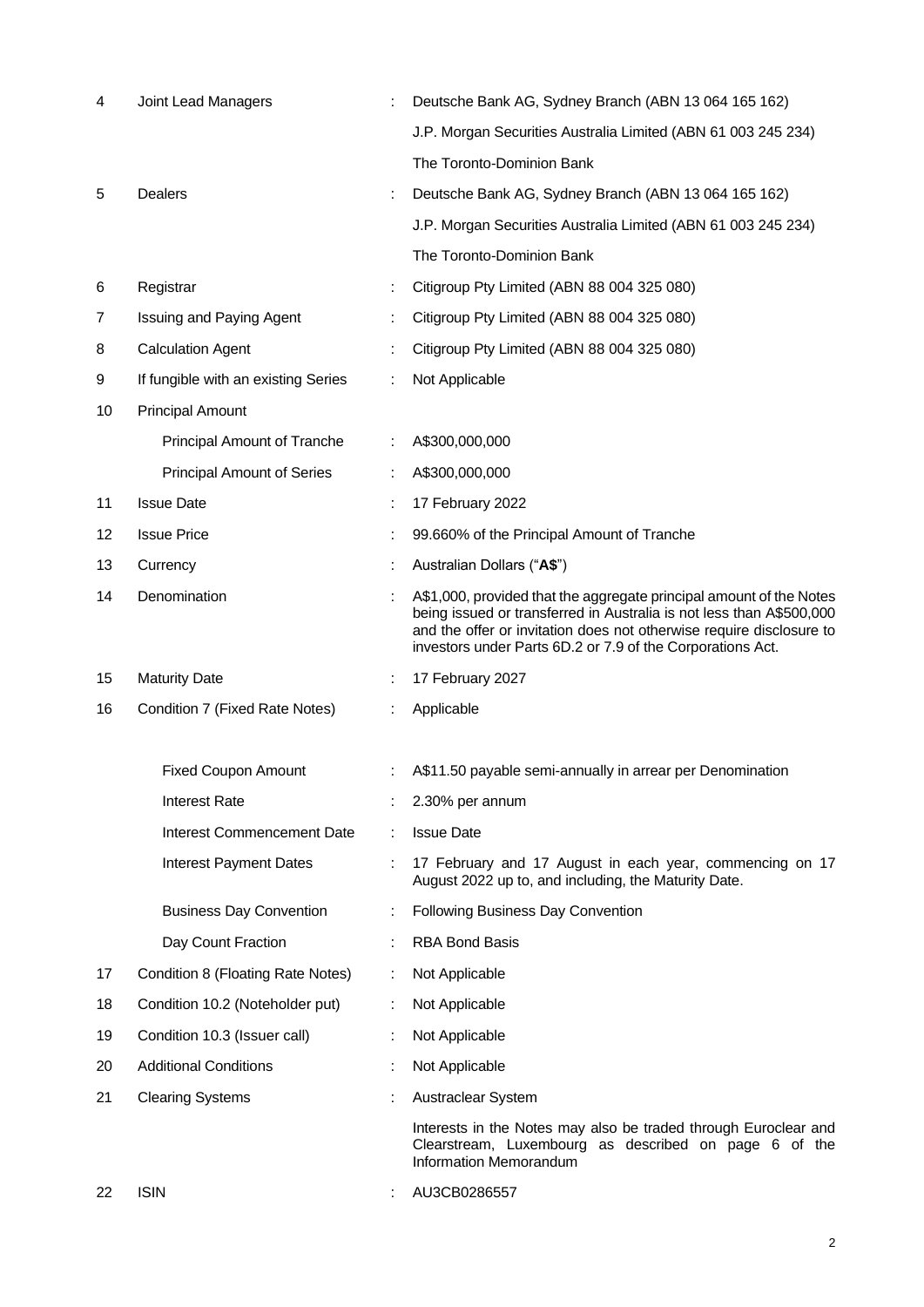| | | | |
|---|---|---|---|
| 4 | Joint Lead Managers | : | Deutsche Bank AG, Sydney Branch (ABN 13 064 165 162)<br>J.P. Morgan Securities Australia Limited (ABN 61 003 245 234)<br>The Toronto-Dominion Bank |
| 5 | Dealers | : | Deutsche Bank AG, Sydney Branch (ABN 13 064 165 162)<br>J.P. Morgan Securities Australia Limited (ABN 61 003 245 234)<br>The Toronto-Dominion Bank |
| 6 | Registrar | : | Citigroup Pty Limited (ABN 88 004 325 080) |
| 7 | Issuing and Paying Agent | : | Citigroup Pty Limited (ABN 88 004 325 080) |
| 8 | Calculation Agent | : | Citigroup Pty Limited (ABN 88 004 325 080) |
| 9 | If fungible with an existing Series | : | Not Applicable |
| 10 | Principal Amount | | |
| | Principal Amount of Tranche | : | A$300,000,000 |
| | Principal Amount of Series | : | A$300,000,000 |
| 11 | Issue Date | : | 17 February 2022 |
| 12 | Issue Price | : | 99.660% of the Principal Amount of Tranche |
| 13 | Currency | : | Australian Dollars ("**A$**") |
| 14 | Denomination | : | A$1,000, provided that the aggregate principal amount of the Notes being issued or transferred in Australia is not less than A$500,000 and the offer or invitation does not otherwise require disclosure to investors under Parts 6D.2 or 7.9 of the Corporations Act. |
| 15 | Maturity Date | : | 17 February 2027 |
| 16 | Condition 7 (Fixed Rate Notes) | : | Applicable |
| | Fixed Coupon Amount | : | A$11.50 payable semi-annually in arrear per Denomination |
| | Interest Rate | : | 2.30% per annum |
| | Interest Commencement Date | : | Issue Date |
| | Interest Payment Dates | : | 17 February and 17 August in each year, commencing on 17 August 2022 up to, and including, the Maturity Date. |
| | Business Day Convention | : | Following Business Day Convention |
| | Day Count Fraction | : | RBA Bond Basis |
| 17 | Condition 8 (Floating Rate Notes) | : | Not Applicable |
| 18 | Condition 10.2 (Noteholder put) | : | Not Applicable |
| 19 | Condition 10.3 (Issuer call) | : | Not Applicable |
| 20 | Additional Conditions | : | Not Applicable |
| 21 | Clearing Systems | : | Austraclear System<br>Interests in the Notes may also be traded through Euroclear and Clearstream, Luxembourg as described on page 6 of the Information Memorandum |
| 22 | ISIN | : | AU3CB0286557 |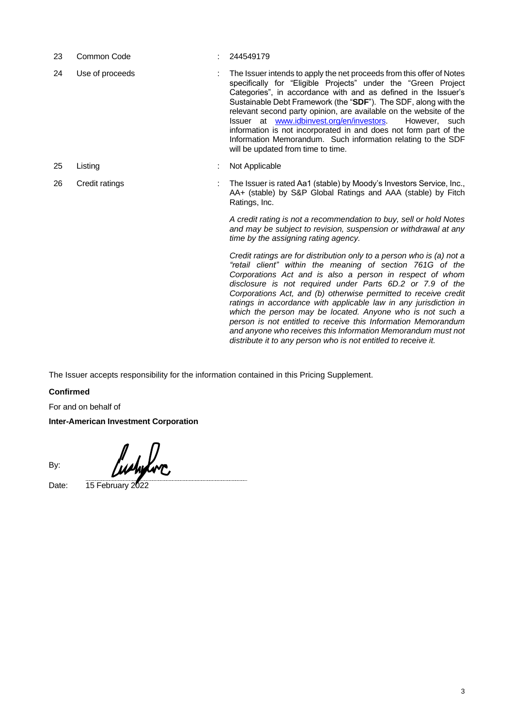| | | | |
|---|---|---|---|
| 23 | Common Code | : | 244549179 |
| 24 | Use of proceeds | : | The Issuer intends to apply the net proceeds from this offer of Notes specifically for "Eligible Projects" under the "Green Project Categories", in accordance with and as defined in the Issuer's Sustainable Debt Framework (the "**SDF**"). The SDF, along with the relevant second party opinion, are available on the website of the Issuer at www.idbinvest.org/en/investors. However, such information is not incorporated in and does not form part of the Information Memorandum. Such information relating to the SDF will be updated from time to time. |
| 25 | Listing | : | Not Applicable |
| 26 | Credit ratings | : | The Issuer is rated Aa1 (stable) by Moody's Investors Service, Inc., AA+ (stable) by S&P Global Ratings and AAA (stable) by Fitch Ratings, Inc.<br><br>*A credit rating is not a recommendation to buy, sell or hold Notes and may be subject to revision, suspension or withdrawal at any time by the assigning rating agency.*<br><br>*Credit ratings are for distribution only to a person who is (a) not a "retail client" within the meaning of section 761G of the Corporations Act and is also a person in respect of whom disclosure is not required under Parts 6D.2 or 7.9 of the Corporations Act, and (b) otherwise permitted to receive credit ratings in accordance with applicable law in any jurisdiction in which the person may be located. Anyone who is not such a person is not entitled to receive this Information Memorandum and anyone who receives this Information Memorandum must not distribute it to any person who is not entitled to receive it.* |

The Issuer accepts responsibility for the information contained in this Pricing Supplement.

**Confirmed**

For and on behalf of

**Inter-American Investment Corporation**

By: ..............................................................

Date: 15 February 2022